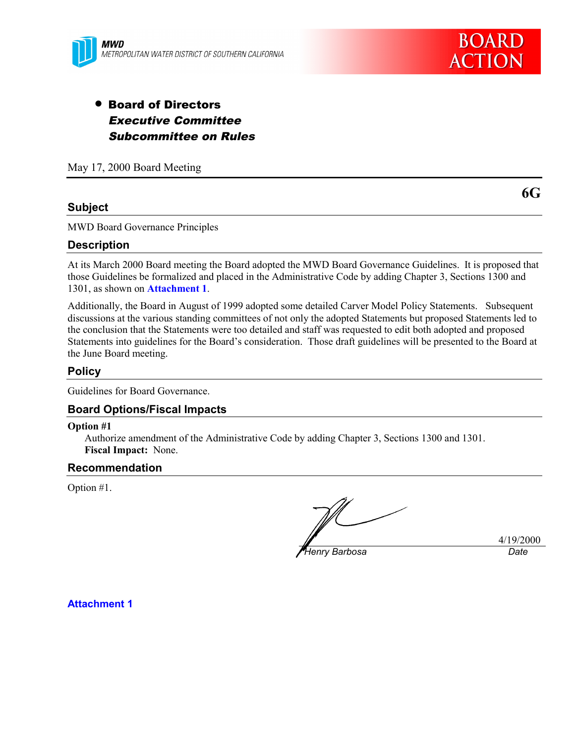MWD
METROPOLITAN WATER DISTRICT OF SOUTHERN CALIFORNIA

BOARD ACTION

- **Board of Directors**
  ***Executive Committee***
  ***Subcommittee on Rules***

May 17, 2000 Board Meeting

**6G**

## Subject

MWD Board Governance Principles

## Description

At its March 2000 Board meeting the Board adopted the MWD Board Governance Guidelines. It is proposed that those Guidelines be formalized and placed in the Administrative Code by adding Chapter 3, Sections 1300 and 1301, as shown on **Attachment 1**.

Additionally, the Board in August of 1999 adopted some detailed Carver Model Policy Statements. Subsequent discussions at the various standing committees of not only the adopted Statements but proposed Statements led to the conclusion that the Statements were too detailed and staff was requested to edit both adopted and proposed Statements into guidelines for the Board's consideration. Those draft guidelines will be presented to the Board at the June Board meeting.

## Policy

Guidelines for Board Governance.

## Board Options/Fiscal Impacts

**Option #1**

Authorize amendment of the Administrative Code by adding Chapter 3, Sections 1300 and 1301.
**Fiscal Impact:** None.

## Recommendation

Option #1.

*Henry Barbosa* — 4/19/2000 (*Date*)

**Attachment 1**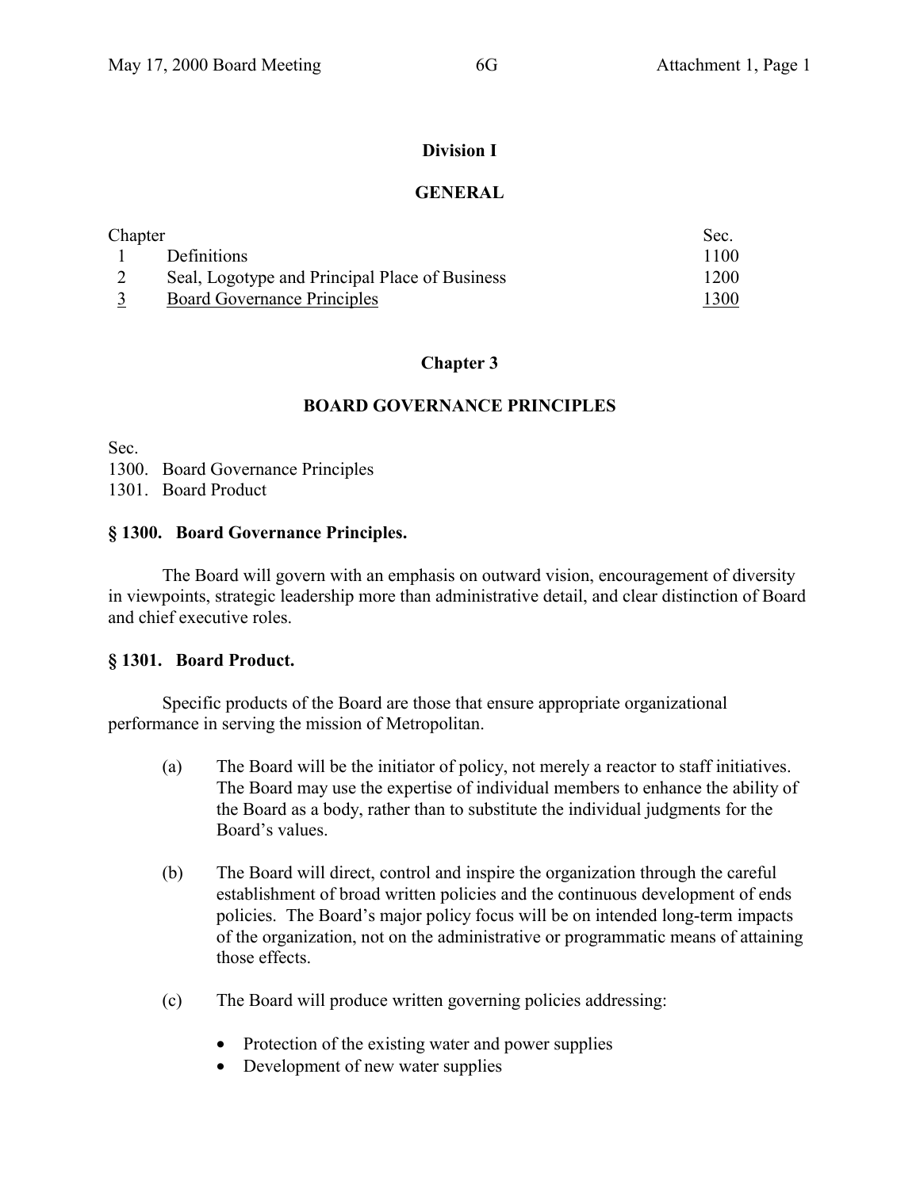**Division I**

**GENERAL**

| Chapter | | Sec. |
|---|---|---|
| 1 | Definitions | 1100 |
| 2 | Seal, Logotype and Principal Place of Business | 1200 |
| <u>3</u> | <u>Board Governance Principles</u> | <u>1300</u> |

**Chapter 3**

**BOARD GOVERNANCE PRINCIPLES**

Sec.
1300. Board Governance Principles
1301. Board Product

**§ 1300. Board Governance Principles.**

The Board will govern with an emphasis on outward vision, encouragement of diversity in viewpoints, strategic leadership more than administrative detail, and clear distinction of Board and chief executive roles.

**§ 1301. Board Product.**

Specific products of the Board are those that ensure appropriate organizational performance in serving the mission of Metropolitan.

(a) The Board will be the initiator of policy, not merely a reactor to staff initiatives. The Board may use the expertise of individual members to enhance the ability of the Board as a body, rather than to substitute the individual judgments for the Board's values.

(b) The Board will direct, control and inspire the organization through the careful establishment of broad written policies and the continuous development of ends policies. The Board's major policy focus will be on intended long-term impacts of the organization, not on the administrative or programmatic means of attaining those effects.

(c) The Board will produce written governing policies addressing:

- Protection of the existing water and power supplies
- Development of new water supplies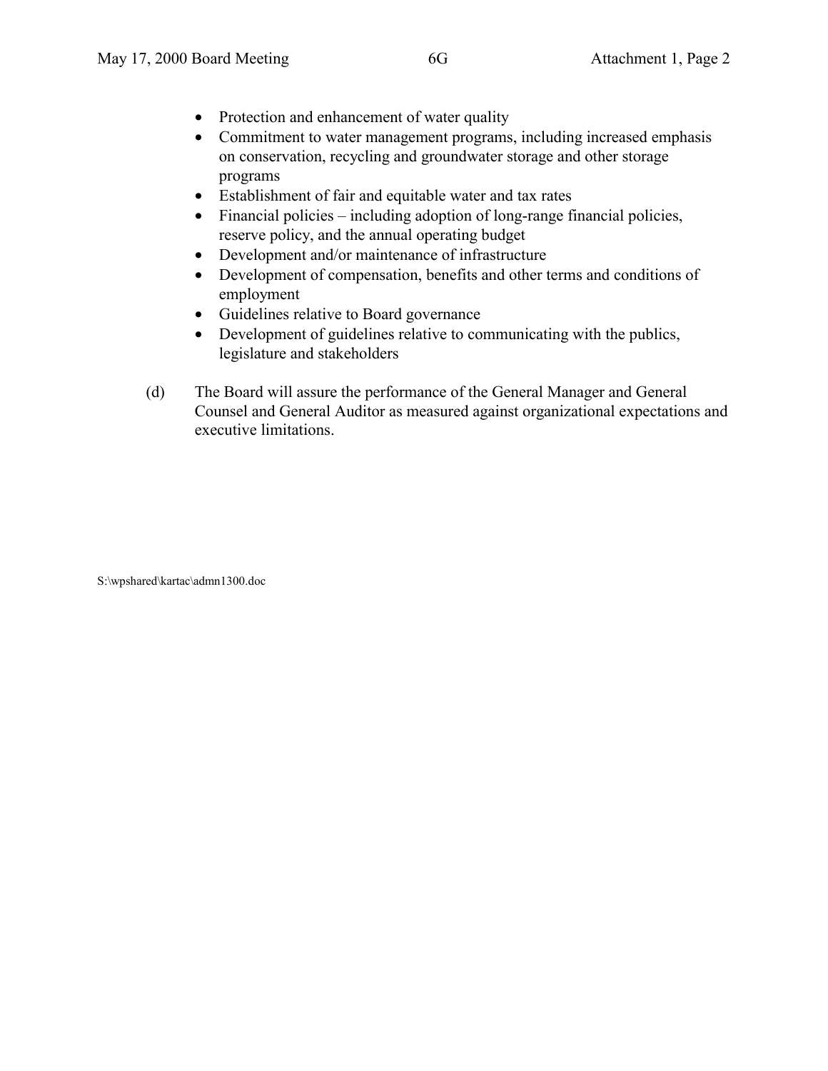- Protection and enhancement of water quality
- Commitment to water management programs, including increased emphasis on conservation, recycling and groundwater storage and other storage programs
- Establishment of fair and equitable water and tax rates
- Financial policies – including adoption of long-range financial policies, reserve policy, and the annual operating budget
- Development and/or maintenance of infrastructure
- Development of compensation, benefits and other terms and conditions of employment
- Guidelines relative to Board governance
- Development of guidelines relative to communicating with the publics, legislature and stakeholders

(d) The Board will assure the performance of the General Manager and General Counsel and General Auditor as measured against organizational expectations and executive limitations.

S:\wpshared\kartac\admn1300.doc